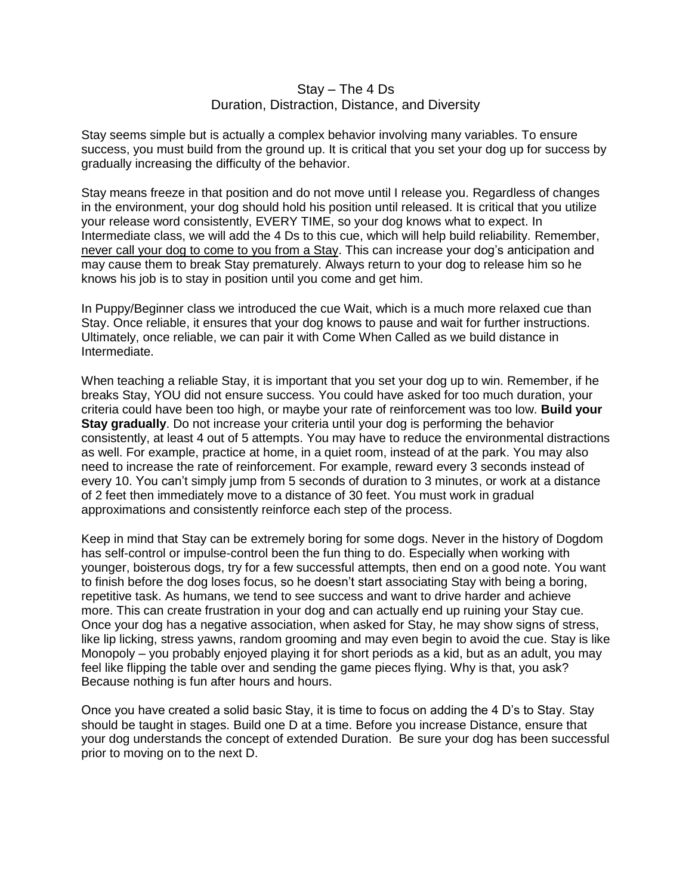# Stay – The 4 Ds
## Duration, Distraction, Distance, and Diversity

Stay seems simple but is actually a complex behavior involving many variables. To ensure success, you must build from the ground up. It is critical that you set your dog up for success by gradually increasing the difficulty of the behavior.

Stay means freeze in that position and do not move until I release you. Regardless of changes in the environment, your dog should hold his position until released. It is critical that you utilize your release word consistently, EVERY TIME, so your dog knows what to expect. In Intermediate class, we will add the 4 Ds to this cue, which will help build reliability. Remember, <u>never call your dog to come to you from a Stay</u>. This can increase your dog's anticipation and may cause them to break Stay prematurely. Always return to your dog to release him so he knows his job is to stay in position until you come and get him.

In Puppy/Beginner class we introduced the cue Wait, which is a much more relaxed cue than Stay. Once reliable, it ensures that your dog knows to pause and wait for further instructions. Ultimately, once reliable, we can pair it with Come When Called as we build distance in Intermediate.

When teaching a reliable Stay, it is important that you set your dog up to win. Remember, if he breaks Stay, YOU did not ensure success. You could have asked for too much duration, your criteria could have been too high, or maybe your rate of reinforcement was too low. **Build your Stay gradually**. Do not increase your criteria until your dog is performing the behavior consistently, at least 4 out of 5 attempts. You may have to reduce the environmental distractions as well. For example, practice at home, in a quiet room, instead of at the park. You may also need to increase the rate of reinforcement. For example, reward every 3 seconds instead of every 10. You can't simply jump from 5 seconds of duration to 3 minutes, or work at a distance of 2 feet then immediately move to a distance of 30 feet. You must work in gradual approximations and consistently reinforce each step of the process.

Keep in mind that Stay can be extremely boring for some dogs. Never in the history of Dogdom has self-control or impulse-control been the fun thing to do. Especially when working with younger, boisterous dogs, try for a few successful attempts, then end on a good note. You want to finish before the dog loses focus, so he doesn't start associating Stay with being a boring, repetitive task. As humans, we tend to see success and want to drive harder and achieve more. This can create frustration in your dog and can actually end up ruining your Stay cue. Once your dog has a negative association, when asked for Stay, he may show signs of stress, like lip licking, stress yawns, random grooming and may even begin to avoid the cue. Stay is like Monopoly – you probably enjoyed playing it for short periods as a kid, but as an adult, you may feel like flipping the table over and sending the game pieces flying. Why is that, you ask? Because nothing is fun after hours and hours.

Once you have created a solid basic Stay, it is time to focus on adding the 4 D's to Stay. Stay should be taught in stages. Build one D at a time. Before you increase Distance, ensure that your dog understands the concept of extended Duration. Be sure your dog has been successful prior to moving on to the next D.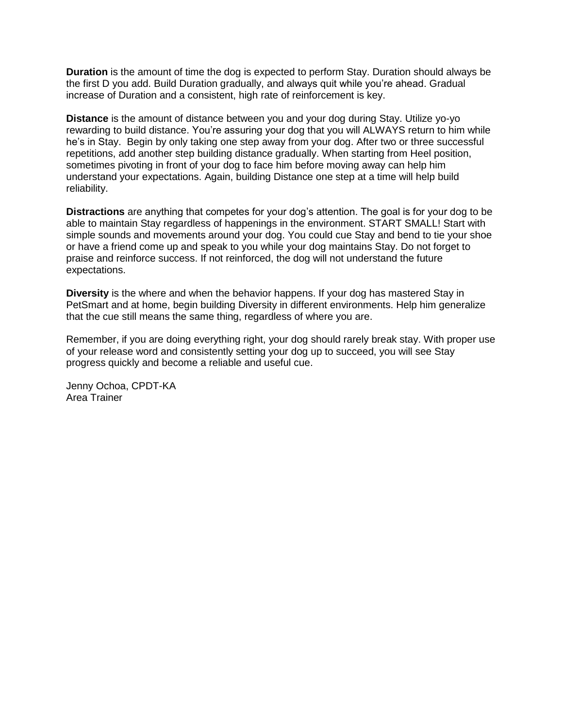**Duration** is the amount of time the dog is expected to perform Stay. Duration should always be the first D you add. Build Duration gradually, and always quit while you're ahead. Gradual increase of Duration and a consistent, high rate of reinforcement is key.

**Distance** is the amount of distance between you and your dog during Stay. Utilize yo-yo rewarding to build distance. You're assuring your dog that you will ALWAYS return to him while he's in Stay. Begin by only taking one step away from your dog. After two or three successful repetitions, add another step building distance gradually. When starting from Heel position, sometimes pivoting in front of your dog to face him before moving away can help him understand your expectations. Again, building Distance one step at a time will help build reliability.

**Distractions** are anything that competes for your dog's attention. The goal is for your dog to be able to maintain Stay regardless of happenings in the environment. START SMALL! Start with simple sounds and movements around your dog. You could cue Stay and bend to tie your shoe or have a friend come up and speak to you while your dog maintains Stay. Do not forget to praise and reinforce success. If not reinforced, the dog will not understand the future expectations.

**Diversity** is the where and when the behavior happens. If your dog has mastered Stay in PetSmart and at home, begin building Diversity in different environments. Help him generalize that the cue still means the same thing, regardless of where you are.

Remember, if you are doing everything right, your dog should rarely break stay. With proper use of your release word and consistently setting your dog up to succeed, you will see Stay progress quickly and become a reliable and useful cue.

Jenny Ochoa, CPDT-KA
Area Trainer